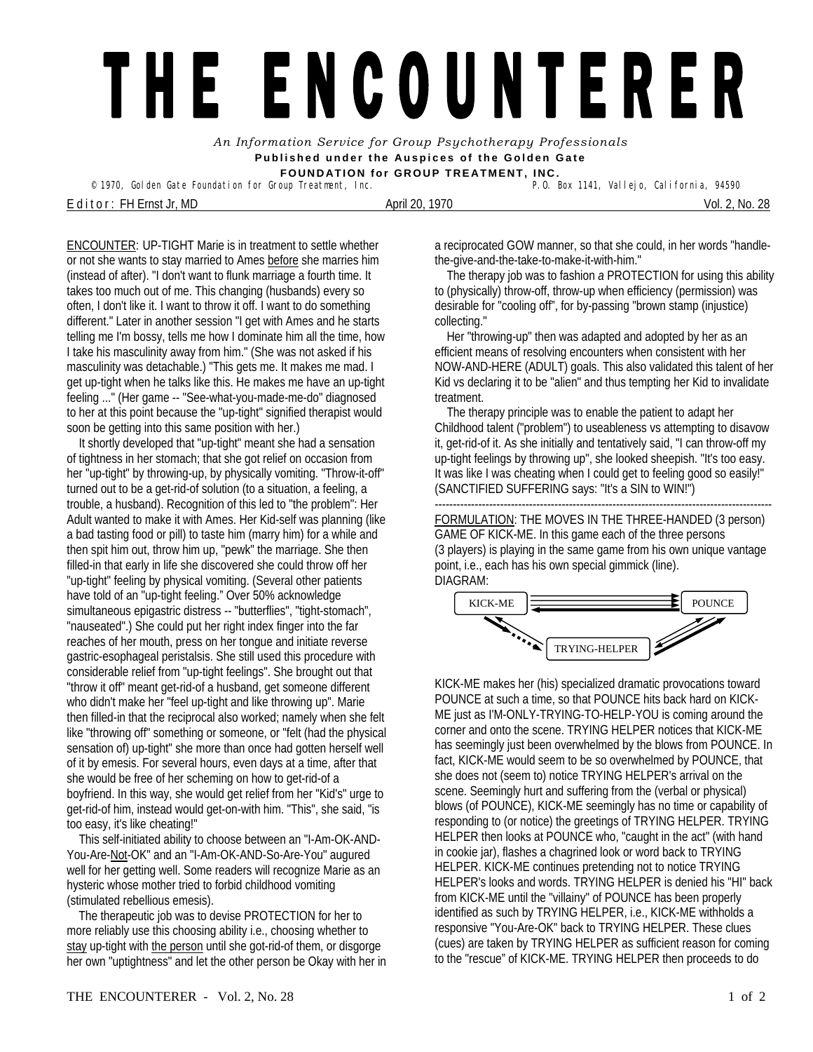# THE ENCOUNTERER

*An Information Service for Group Psychotherapy Professionals*
**Published under the Auspices of the Golden Gate FOUNDATION for GROUP TREATMENT, INC.**

© 1970, Golden Gate Foundation for Group Treatment, Inc. P.O. Box 1141, Vallejo, California, 94590

Editor: FH Ernst Jr, MD — April 20, 1970 — Vol. 2, No. 28

ENCOUNTER: UP-TIGHT Marie is in treatment to settle whether or not she wants to stay married to Ames before she marries him (instead of after). "I don't want to flunk marriage a fourth time. It takes too much out of me. This changing (husbands) every so often, I don't like it. I want to throw it off. I want to do something different." Later in another session "I get with Ames and he starts telling me I'm bossy, tells me how I dominate him all the time, how I take his masculinity away from him." (She was not asked if his masculinity was detachable.) "This gets me. It makes me mad. I get up-tight when he talks like this. He makes me have an up-tight feeling ..." (Her game -- "See-what-you-made-me-do" diagnosed to her at this point because the "up-tight" signified therapist would soon be getting into this same position with her.)

It shortly developed that "up-tight" meant she had a sensation of tightness in her stomach; that she got relief on occasion from her "up-tight" by throwing-up, by physically vomiting. "Throw-it-off" turned out to be a get-rid-of solution (to a situation, a feeling, a trouble, a husband). Recognition of this led to "the problem": Her Adult wanted to make it with Ames. Her Kid-self was planning (like a bad tasting food or pill) to taste him (marry him) for a while and then spit him out, throw him up, "pewk" the marriage. She then filled-in that early in life she discovered she could throw off her "up-tight" feeling by physical vomiting. (Several other patients have told of an "up-tight feeling." Over 50% acknowledge simultaneous epigastric distress -- "butterflies", "tight-stomach", "nauseated".) She could put her right index finger into the far reaches of her mouth, press on her tongue and initiate reverse gastric-esophageal peristalsis. She still used this procedure with considerable relief from "up-tight feelings". She brought out that "throw it off" meant get-rid-of a husband, get someone different who didn't make her "feel up-tight and like throwing up". Marie then filled-in that the reciprocal also worked; namely when she felt like "throwing off" something or someone, or "felt (had the physical sensation of) up-tight" she more than once had gotten herself well of it by emesis. For several hours, even days at a time, after that she would be free of her scheming on how to get-rid-of a boyfriend. In this way, she would get relief from her "Kid's" urge to get-rid-of him, instead would get-on-with him. "This", she said, "is too easy, it's like cheating!"

This self-initiated ability to choose between an "I-Am-OK-AND-You-Are-Not-OK" and an "I-Am-OK-AND-So-Are-You" augured well for her getting well. Some readers will recognize Marie as an hysteric whose mother tried to forbid childhood vomiting (stimulated rebellious emesis).

The therapeutic job was to devise PROTECTION for her to more reliably use this choosing ability i.e., choosing whether to stay up-tight with the person until she got-rid-of them, or disgorge her own "uptightness" and let the other person be Okay with her in a reciprocated GOW manner, so that she could, in her words "handle-the-give-and-the-take-to-make-it-with-him."

The therapy job was to fashion *a* PROTECTION for using this ability to (physically) throw-off, throw-up when efficiency (permission) was desirable for "cooling off", for by-passing "brown stamp (injustice) collecting."

Her "throwing-up" then was adapted and adopted by her as an efficient means of resolving encounters when consistent with her NOW-AND-HERE (ADULT) goals. This also validated this talent of her Kid vs declaring it to be "alien" and thus tempting her Kid to invalidate treatment.

The therapy principle was to enable the patient to adapt her Childhood talent ("problem") to useableness vs attempting to disavow it, get-rid-of it. As she initially and tentatively said, "I can throw-off my up-tight feelings by throwing up", she looked sheepish. "It's too easy. It was like I was cheating when I could get to feeling good so easily!" (SANCTIFIED SUFFERING says: "It's a SIN to WIN!")

---

FORMULATION: THE MOVES IN THE THREE-HANDED (3 person) GAME OF KICK-ME. In this game each of the three persons (3 players) is playing in the same game from his own unique vantage point, i.e., each has his own special gimmick (line).

DIAGRAM:

[Diagram: KICK-ME ⇄ POUNCE (multiple arrows); KICK-ME ⇄ TRYING-HELPER (arrows, one dotted); TRYING-HELPER ⇄ POUNCE (arrows)]

KICK-ME makes her (his) specialized dramatic provocations toward POUNCE at such a time, so that POUNCE hits back hard on KICK-ME just as I'M-ONLY-TRYING-TO-HELP-YOU is coming around the corner and onto the scene. TRYING HELPER notices that KICK-ME has seemingly just been overwhelmed by the blows from POUNCE. In fact, KICK-ME would seem to be so overwhelmed by POUNCE, that she does not (seem to) notice TRYING HELPER's arrival on the scene. Seemingly hurt and suffering from the (verbal or physical) blows (of POUNCE), KICK-ME seemingly has no time or capability of responding to (or notice) the greetings of TRYING HELPER. TRYING HELPER then looks at POUNCE who, "caught in the act" (with hand in cookie jar), flashes a chagrined look or word back to TRYING HELPER. KICK-ME continues pretending not to notice TRYING HELPER's looks and words. TRYING HELPER is denied his "HI" back from KICK-ME until the "villainy" of POUNCE has been properly identified as such by TRYING HELPER, i.e., KICK-ME withholds a responsive "You-Are-OK" back to TRYING HELPER. These clues (cues) are taken by TRYING HELPER as sufficient reason for coming to the "rescue" of KICK-ME. TRYING HELPER then proceeds to do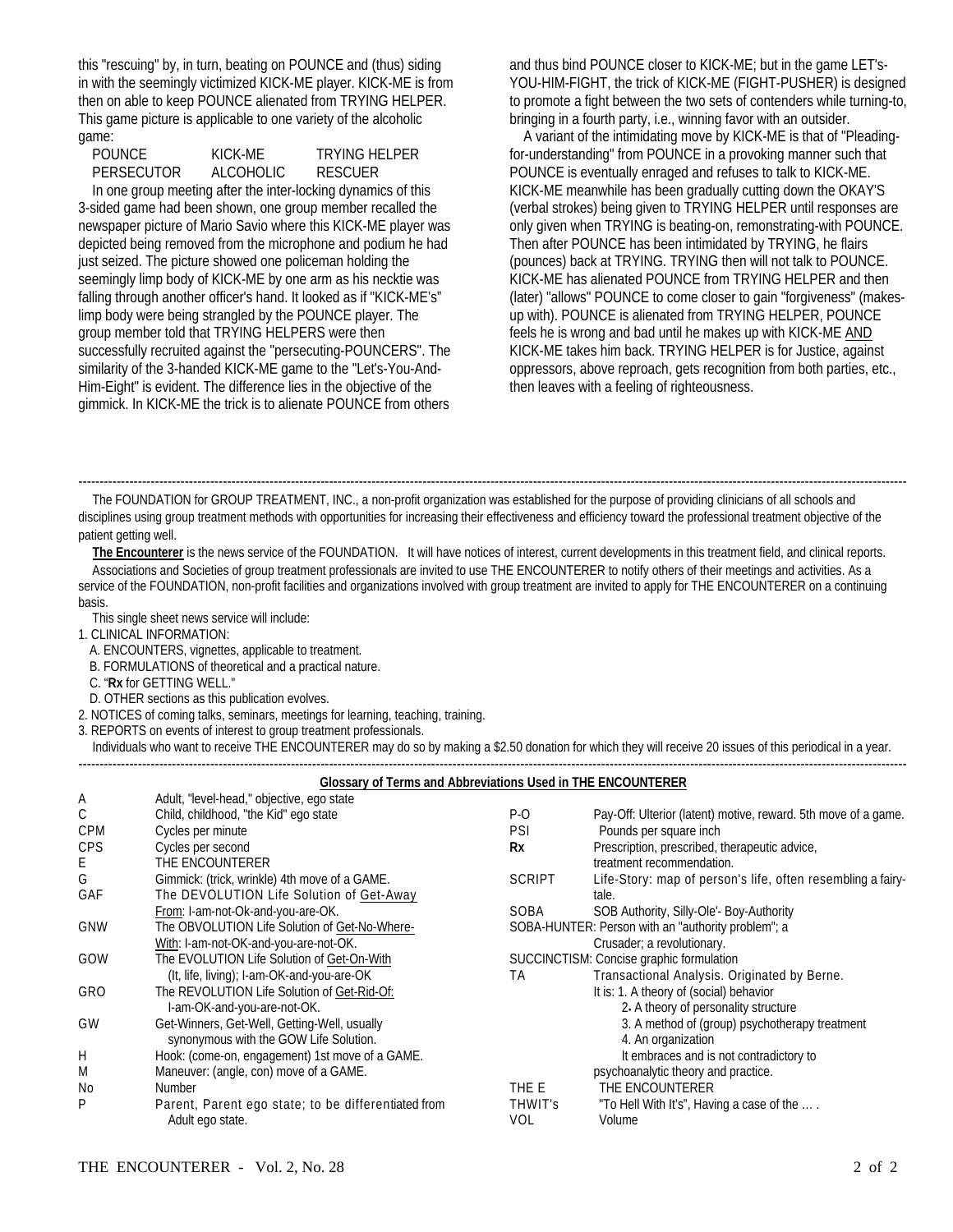this "rescuing" by, in turn, beating on POUNCE and (thus) siding in with the seemingly victimized KICK-ME player. KICK-ME is from then on able to keep POUNCE alienated from TRYING HELPER. This game picture is applicable to one variety of the alcoholic game:

| | | |
|---|---|---|
| POUNCE | KICK-ME | TRYING HELPER |
| PERSECUTOR | ALCOHOLIC | RESCUER |

In one group meeting after the inter-locking dynamics of this 3-sided game had been shown, one group member recalled the newspaper picture of Mario Savio where this KICK-ME player was depicted being removed from the microphone and podium he had just seized. The picture showed one policeman holding the seemingly limp body of KICK-ME by one arm as his necktie was falling through another officer's hand. It looked as if "KICK-ME's" limp body were being strangled by the POUNCE player. The group member told that TRYING HELPERS were then successfully recruited against the "persecuting-POUNCERS". The similarity of the 3-handed KICK-ME game to the "Let's-You-And-Him-Eight" is evident. The difference lies in the objective of the gimmick. In KICK-ME the trick is to alienate POUNCE from others and thus bind POUNCE closer to KICK-ME; but in the game LET's-YOU-HIM-FIGHT, the trick of KICK-ME (FIGHT-PUSHER) is designed to promote a fight between the two sets of contenders while turning-to, bringing in a fourth party, i.e., winning favor with an outsider.

A variant of the intimidating move by KICK-ME is that of "Pleading-for-understanding" from POUNCE in a provoking manner such that POUNCE is eventually enraged and refuses to talk to KICK-ME. KICK-ME meanwhile has been gradually cutting down the OKAY'S (verbal strokes) being given to TRYING HELPER until responses are only given when TRYING is beating-on, remonstrating-with POUNCE. Then after POUNCE has been intimidated by TRYING, he flairs (pounces) back at TRYING. TRYING then will not talk to POUNCE. KICK-ME has alienated POUNCE from TRYING HELPER and then (later) "allows" POUNCE to come closer to gain "forgiveness" (makes-up with). POUNCE is alienated from TRYING HELPER, POUNCE feels he is wrong and bad until he makes up with KICK-ME AND KICK-ME takes him back. TRYING HELPER is for Justice, against oppressors, above reproach, gets recognition from both parties, etc., then leaves with a feeling of righteousness.

---

The FOUNDATION for GROUP TREATMENT, INC., a non-profit organization was established for the purpose of providing clinicians of all schools and disciplines using group treatment methods with opportunities for increasing their effectiveness and efficiency toward the professional treatment objective of the patient getting well.

**The Encounterer** is the news service of the FOUNDATION. It will have notices of interest, current developments in this treatment field, and clinical reports.

Associations and Societies of group treatment professionals are invited to use THE ENCOUNTERER to notify others of their meetings and activities. As a service of the FOUNDATION, non-profit facilities and organizations involved with group treatment are invited to apply for THE ENCOUNTERER on a continuing basis.

This single sheet news service will include:

1. CLINICAL INFORMATION:
   - A. ENCOUNTERS, vignettes, applicable to treatment.
   - B. FORMULATIONS of theoretical and a practical nature.
   - C. "**Rx** for GETTING WELL."
   - D. OTHER sections as this publication evolves.
2. NOTICES of coming talks, seminars, meetings for learning, teaching, training.
3. REPORTS on events of interest to group treatment professionals.

Individuals who want to receive THE ENCOUNTERER may do so by making a $2.50 donation for which they will receive 20 issues of this periodical in a year.

---

## Glossary of Terms and Abbreviations Used in THE ENCOUNTERER

| | |
|---|---|
| A | Adult, "level-head," objective, ego state |
| C | Child, childhood, "the Kid" ego state |
| CPM | Cycles per minute |
| CPS | Cycles per second |
| E | THE ENCOUNTERER |
| G | Gimmick: (trick, wrinkle) 4th move of a GAME. |
| GAF | The DEVOLUTION Life Solution of Get-Away From: I-am-not-Ok-and-you-are-OK. |
| GNW | The OBVOLUTION Life Solution of Get-No-Where-With: I-am-not-OK-and-you-are-not-OK. |
| GOW | The EVOLUTION Life Solution of Get-On-With (It, life, living); I-am-OK-and-you-are-OK |
| GRO | The REVOLUTION Life Solution of Get-Rid-Of: I-am-OK-and-you-are-not-OK. |
| GW | Get-Winners, Get-Well, Getting-Well, usually synonymous with the GOW Life Solution. |
| H | Hook: (come-on, engagement) 1st move of a GAME. |
| M | Maneuver: (angle, con) move of a GAME. |
| No | Number |
| P | Parent, Parent ego state; to be differentiated from Adult ego state. |
| P-O | Pay-Off: Ulterior (latent) motive, reward. 5th move of a game. |
| PSI | Pounds per square inch |
| **Rx** | Prescription, prescribed, therapeutic advice, treatment recommendation. |
| SCRIPT | Life-Story: map of person's life, often resembling a fairy-tale. |
| SOBA | SOB Authority, Silly-Ole'- Boy-Authority |
| SOBA-HUNTER | Person with an "authority problem"; a Crusader; a revolutionary. |
| SUCCINCTISM | Concise graphic formulation |
| TA | Transactional Analysis. Originated by Berne. It is: 1. A theory of (social) behavior 2. A theory of personality structure 3. A method of (group) psychotherapy treatment 4. An organization. It embraces and is not contradictory to psychoanalytic theory and practice. |
| THE E | THE ENCOUNTERER |
| THWIT's | "To Hell With It's", Having a case of the … . |
| VOL | Volume |